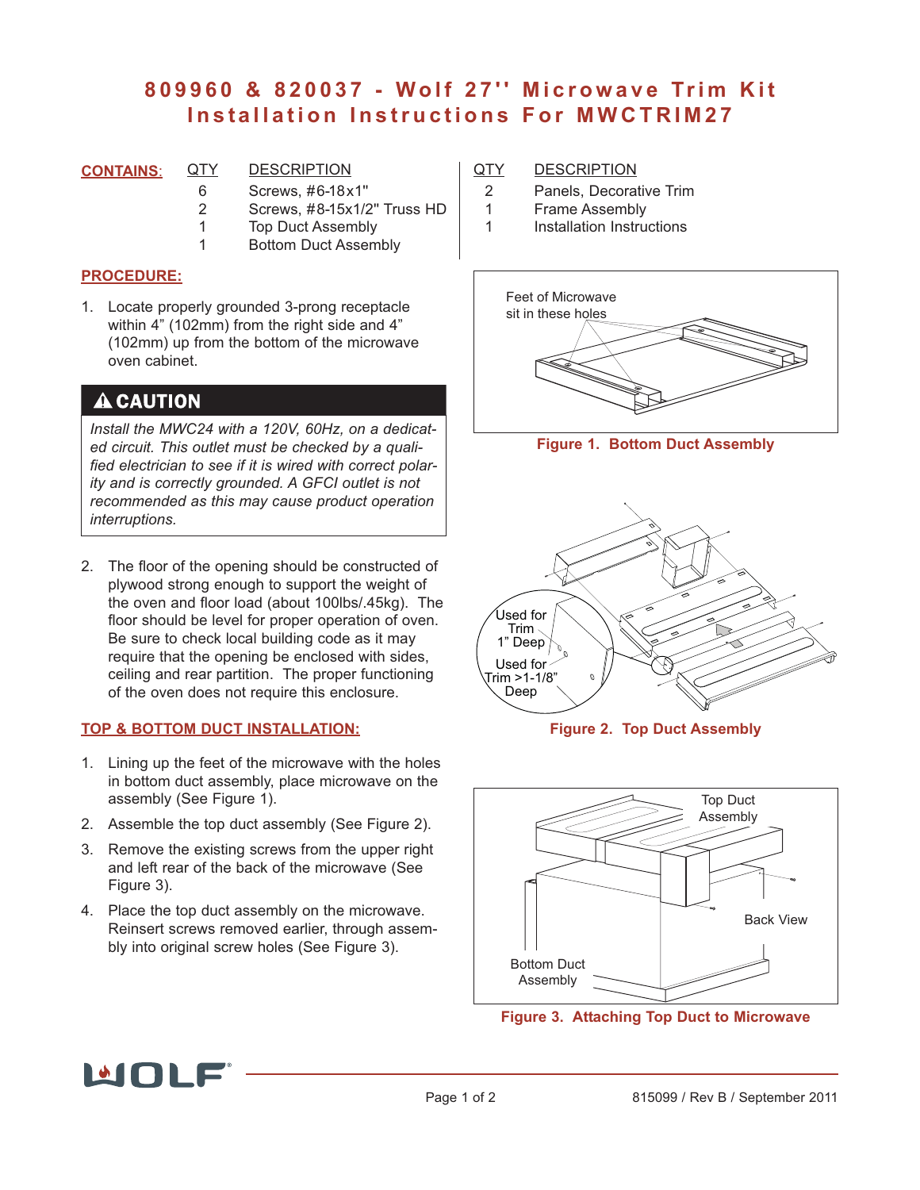# 809960 & 820037 - Wolf 27'' Microwave Trim Kit Installation Instructions For MWCTRIM27

**CONTAINS:**

| QTY | DESCRIPTION |
|---|---|
| 6 | Screws, #6-18x1" |
| 2 | Screws, #8-15x1/2" Truss HD |
| 1 | Top Duct Assembly |
| 1 | Bottom Duct Assembly |
| 2 | Panels, Decorative Trim |
| 1 | Frame Assembly |
| 1 | Installation Instructions |

## PROCEDURE:

1. Locate properly grounded 3-prong receptacle within 4" (102mm) from the right side and 4" (102mm) up from the bottom of the microwave oven cabinet.

> **⚠ CAUTION**
>
> *Install the MWC24 with a 120V, 60Hz, on a dedicated circuit. This outlet must be checked by a qualified electrician to see if it is wired with correct polarity and is correctly grounded. A GFCI outlet is not recommended as this may cause product operation interruptions.*

2. The floor of the opening should be constructed of plywood strong enough to support the weight of the oven and floor load (about 100lbs/.45kg). The floor should be level for proper operation of oven. Be sure to check local building code as it may require that the opening be enclosed with sides, ceiling and rear partition. The proper functioning of the oven does not require this enclosure.

## TOP & BOTTOM DUCT INSTALLATION:

1. Lining up the feet of the microwave with the holes in bottom duct assembly, place microwave on the assembly (See Figure 1).
2. Assemble the top duct assembly (See Figure 2).
3. Remove the existing screws from the upper right and left rear of the back of the microwave (See Figure 3).
4. Place the top duct assembly on the microwave. Reinsert screws removed earlier, through assembly into original screw holes (See Figure 3).

Feet of Microwave sit in these holes

**Figure 1. Bottom Duct Assembly**

Used for Trim 1" Deep

Used for Trim >1-1/8" Deep

**Figure 2. Top Duct Assembly**

Top Duct Assembly

Back View

Bottom Duct Assembly

**Figure 3. Attaching Top Duct to Microwave**

815099 / Rev B / September 2011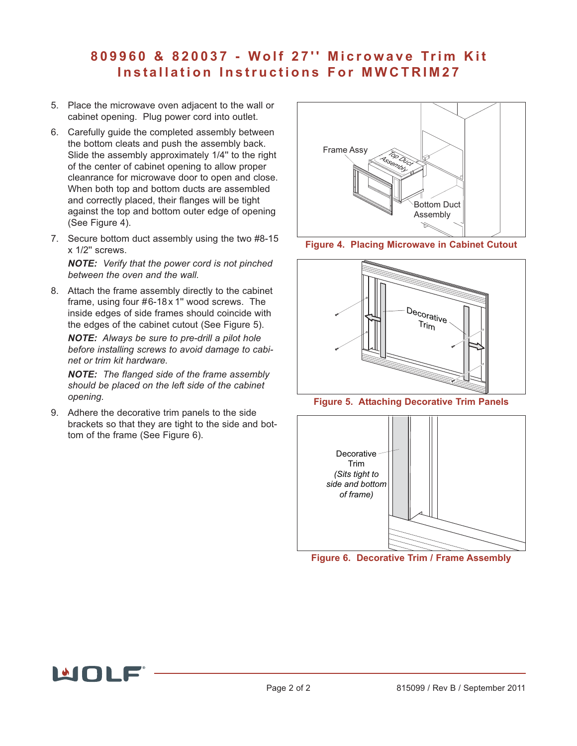# 809960 & 820037 - Wolf 27'' Microwave Trim Kit Installation Instructions For MWCTRIM27

5. Place the microwave oven adjacent to the wall or cabinet opening. Plug power cord into outlet.
6. Carefully guide the completed assembly between the bottom cleats and push the assembly back. Slide the assembly approximately 1/4" to the right of the center of cabinet opening to allow proper cleanrance for microwave door to open and close. When both top and bottom ducts are assembled and correctly placed, their flanges will be tight against the top and bottom outer edge of opening (See Figure 4).
7. Secure bottom duct assembly using the two #8-15 x 1/2" screws.

   ***NOTE:*** *Verify that the power cord is not pinched between the oven and the wall.*
8. Attach the frame assembly directly to the cabinet frame, using four #6-18 x 1" wood screws. The inside edges of side frames should coincide with the edges of the cabinet cutout (See Figure 5).

   ***NOTE:*** *Always be sure to pre-drill a pilot hole before installing screws to avoid damage to cabinet or trim kit hardware.*

   ***NOTE:*** *The flanged side of the frame assembly should be placed on the left side of the cabinet opening.*
9. Adhere the decorative trim panels to the side brackets so that they are tight to the side and bottom of the frame (See Figure 6).

Frame Assy

Top Duct Assembly

Bottom Duct Assembly

**Figure 4. Placing Microwave in Cabinet Cutout**

Decorative Trim

**Figure 5. Attaching Decorative Trim Panels**

Decorative Trim
*(Sits tight to side and bottom of frame)*

**Figure 6. Decorative Trim / Frame Assembly**

815099 / Rev B / September 2011